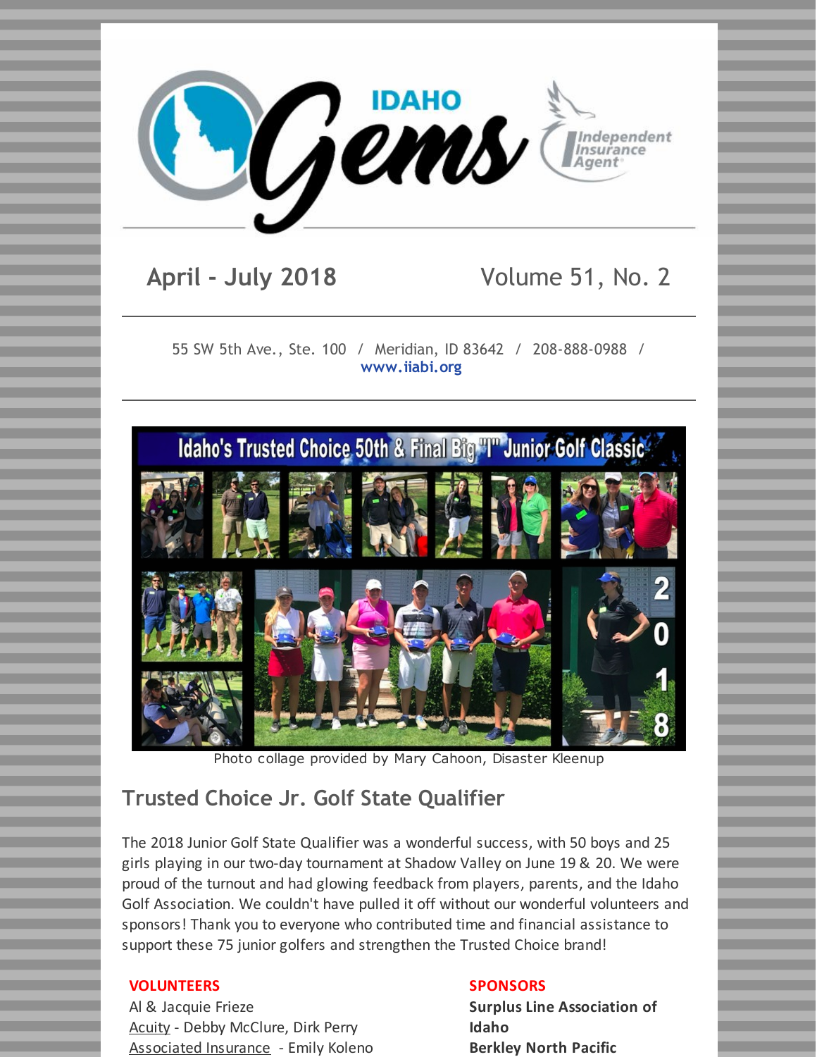# IDAHO Gems

Independent Insurance Agent

**April - July 2018** — Volume 51, No. 2

55 SW 5th Ave., Ste. 100 / Meridian, ID 83642 / 208-888-0988 / **www.iiabi.org**

Photo collage provided by Mary Cahoon, Disaster Kleenup

## Trusted Choice Jr. Golf State Qualifier

The 2018 Junior Golf State Qualifier was a wonderful success, with 50 boys and 25 girls playing in our two-day tournament at Shadow Valley on June 19 & 20. We were proud of the turnout and had glowing feedback from players, parents, and the Idaho Golf Association. We couldn't have pulled it off without our wonderful volunteers and sponsors! Thank you to everyone who contributed time and financial assistance to support these 75 junior golfers and strengthen the Trusted Choice brand!

**VOLUNTEERS**

Al & Jacquie Frieze
Acuity - Debby McClure, Dirk Perry
Associated Insurance - Emily Koleno

**SPONSORS**

**Surplus Line Association of Idaho**
**Berkley North Pacific**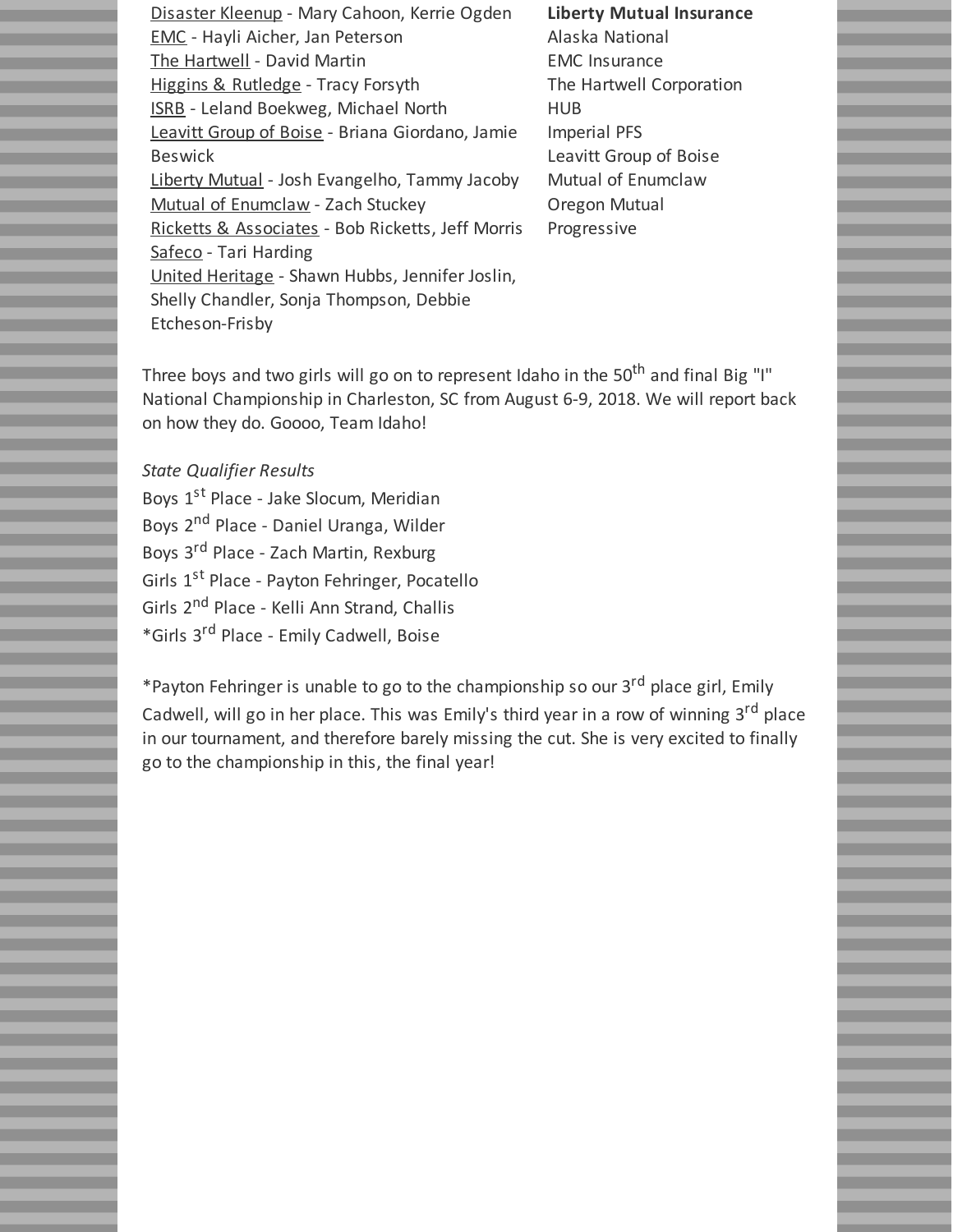Disaster Kleenup - Mary Cahoon, Kerrie Ogden
EMC - Hayli Aicher, Jan Peterson
The Hartwell - David Martin
Higgins & Rutledge - Tracy Forsyth
ISRB - Leland Boekweg, Michael North
Leavitt Group of Boise - Briana Giordano, Jamie Beswick
Liberty Mutual - Josh Evangelho, Tammy Jacoby
Mutual of Enumclaw - Zach Stuckey
Ricketts & Associates - Bob Ricketts, Jeff Morris
Safeco - Tari Harding
United Heritage - Shawn Hubbs, Jennifer Joslin, Shelly Chandler, Sonja Thompson, Debbie Etcheson-Frisby

**Liberty Mutual Insurance**
Alaska National
EMC Insurance
The Hartwell Corporation
HUB
Imperial PFS
Leavitt Group of Boise
Mutual of Enumclaw
Oregon Mutual
Progressive

Three boys and two girls will go on to represent Idaho in the 50th and final Big "I" National Championship in Charleston, SC from August 6-9, 2018. We will report back on how they do. Goooo, Team Idaho!

*State Qualifier Results*
Boys 1st Place - Jake Slocum, Meridian
Boys 2nd Place - Daniel Uranga, Wilder
Boys 3rd Place - Zach Martin, Rexburg
Girls 1st Place - Payton Fehringer, Pocatello
Girls 2nd Place - Kelli Ann Strand, Challis
*Girls 3rd Place - Emily Cadwell, Boise

*Payton Fehringer is unable to go to the championship so our 3rd place girl, Emily Cadwell, will go in her place. This was Emily's third year in a row of winning 3rd place in our tournament, and therefore barely missing the cut. She is very excited to finally go to the championship in this, the final year!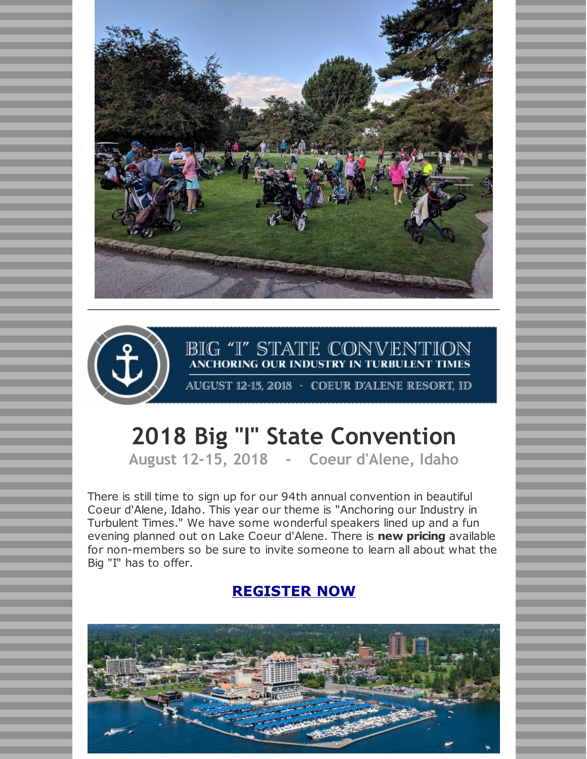BIG "I" STATE CONVENTION
ANCHORING OUR INDUSTRY IN TURBULENT TIMES
AUGUST 12-15, 2018 - COEUR D'ALENE RESORT, ID

# 2018 Big "I" State Convention

## August 12-15, 2018 - Coeur d'Alene, Idaho

There is still time to sign up for our 94th annual convention in beautiful Coeur d'Alene, Idaho. This year our theme is "Anchoring our Industry in Turbulent Times." We have some wonderful speakers lined up and a fun evening planned out on Lake Coeur d'Alene. There is **new pricing** available for non-members so be sure to invite someone to learn all about what the Big "I" has to offer.

**REGISTER NOW**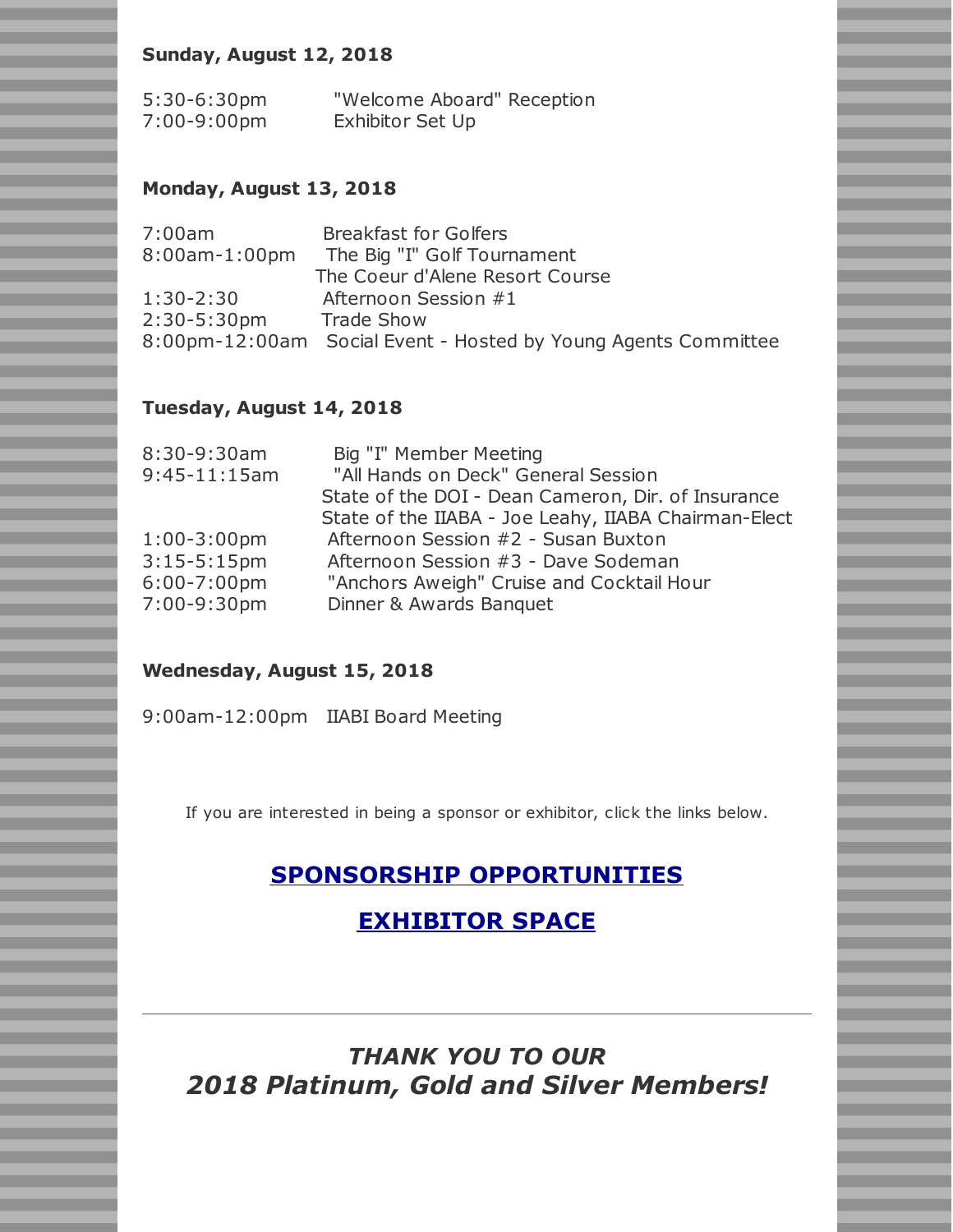**Sunday, August 12, 2018**

5:30-6:30pm "Welcome Aboard" Reception
7:00-9:00pm Exhibitor Set Up

**Monday, August 13, 2018**

7:00am Breakfast for Golfers
8:00am-1:00pm The Big "I" Golf Tournament
The Coeur d'Alene Resort Course
1:30-2:30 Afternoon Session #1
2:30-5:30pm Trade Show
8:00pm-12:00am Social Event - Hosted by Young Agents Committee

**Tuesday, August 14, 2018**

8:30-9:30am Big "I" Member Meeting
9:45-11:15am "All Hands on Deck" General Session
State of the DOI - Dean Cameron, Dir. of Insurance
State of the IIABA - Joe Leahy, IIABA Chairman-Elect
1:00-3:00pm Afternoon Session #2 - Susan Buxton
3:15-5:15pm Afternoon Session #3 - Dave Sodeman
6:00-7:00pm "Anchors Aweigh" Cruise and Cocktail Hour
7:00-9:30pm Dinner & Awards Banquet

**Wednesday, August 15, 2018**

9:00am-12:00pm IIABI Board Meeting

If you are interested in being a sponsor or exhibitor, click the links below.

**SPONSORSHIP OPPORTUNITIES**

**EXHIBITOR SPACE**

---

***THANK YOU TO OUR***
***2018 Platinum, Gold and Silver Members!***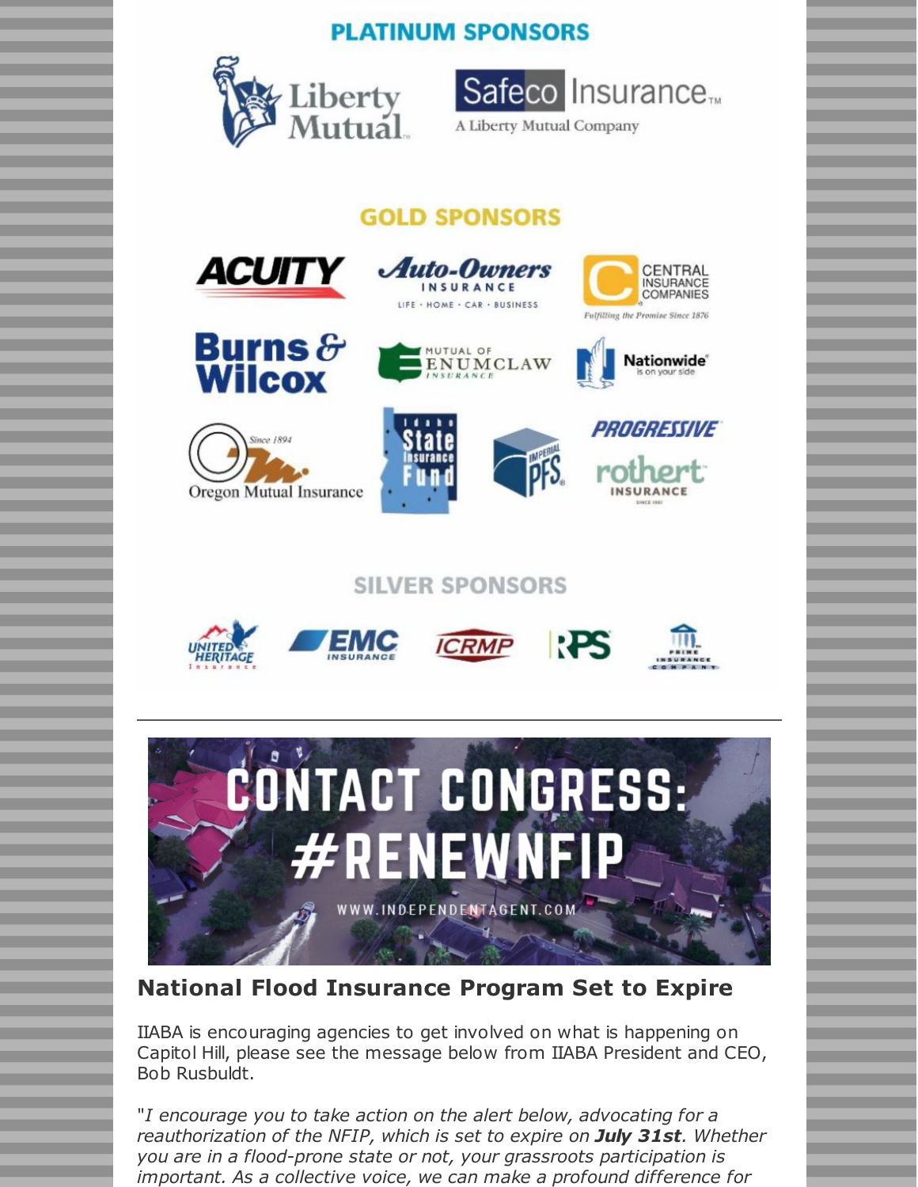## PLATINUM SPONSORS

Liberty Mutual

Safeco Insurance — A Liberty Mutual Company

## GOLD SPONSORS

ACUITY

Auto-Owners Insurance — LIFE · HOME · CAR · BUSINESS

Central Insurance Companies — Fulfilling the Promise Since 1876

Burns & Wilcox

Mutual of Enumclaw Insurance

Nationwide is on your side

Oregon Mutual Insurance — Since 1894

Idaho State Insurance Fund

Imperial PFS

Progressive

rothert Insurance

## SILVER SPONSORS

United Heritage Insurance

EMC Insurance

ICRMP

RPS

Prime Insurance Company

---

CONTACT CONGRESS: #RENEWNFIP

WWW.INDEPENDENTAGENT.COM

## National Flood Insurance Program Set to Expire

IIABA is encouraging agencies to get involved on what is happening on Capitol Hill, please see the message below from IIABA President and CEO, Bob Rusbuldt.

"*I encourage you to take action on the alert below, advocating for a reauthorization of the NFIP, which is set to expire on **July 31st**. Whether you are in a flood-prone state or not, your grassroots participation is important. As a collective voice, we can make a profound difference for*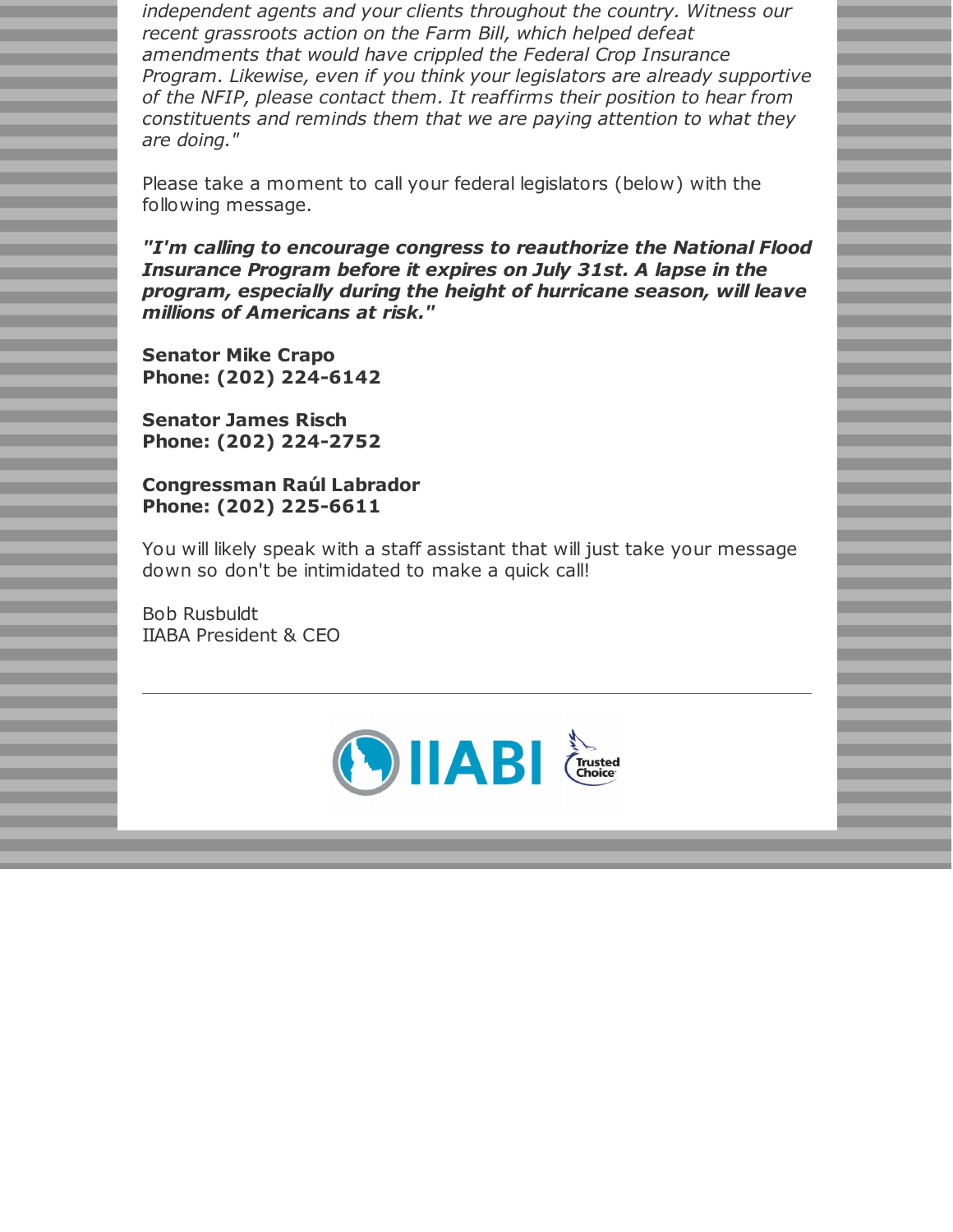*independent agents and your clients throughout the country. Witness our recent grassroots action on the Farm Bill, which helped defeat amendments that would have crippled the Federal Crop Insurance Program. Likewise, even if you think your legislators are already supportive of the NFIP, please contact them. It reaffirms their position to hear from constituents and reminds them that we are paying attention to what they are doing."*

Please take a moment to call your federal legislators (below) with the following message.

***"I'm calling to encourage congress to reauthorize the National Flood Insurance Program before it expires on July 31st. A lapse in the program, especially during the height of hurricane season, will leave millions of Americans at risk."***

**Senator Mike Crapo**
**Phone: (202) 224-6142**

**Senator James Risch**
**Phone: (202) 224-2752**

**Congressman Raúl Labrador**
**Phone: (202) 225-6611**

You will likely speak with a staff assistant that will just take your message down so don't be intimidated to make a quick call!

Bob Rusbuldt
IIABA President & CEO

---

IIABI Trusted Choice